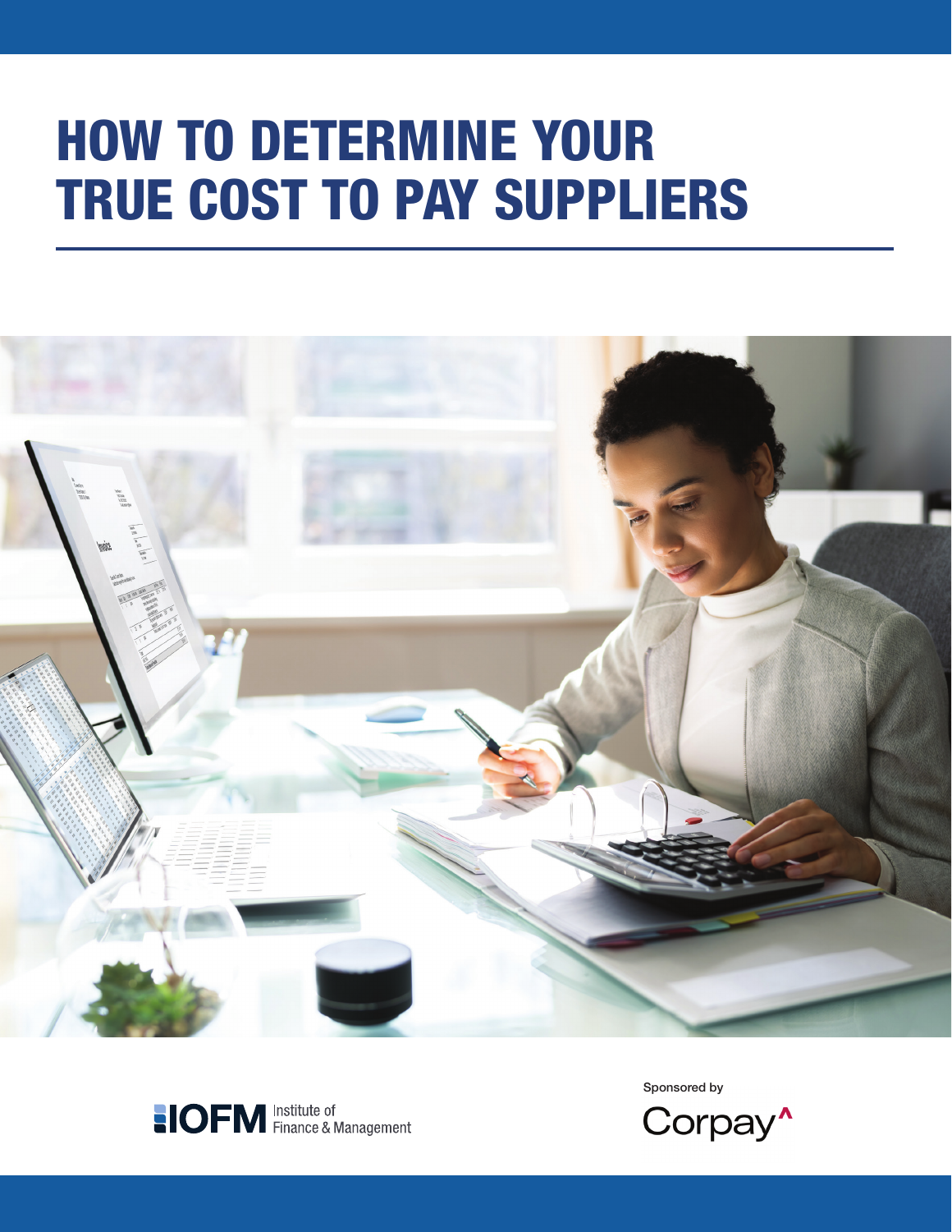# HOW TO DETERMINE YOUR TRUE COST TO PAY SUPPLIERS

IOFM Institute of Finance & Management

Sponsored by

Corpay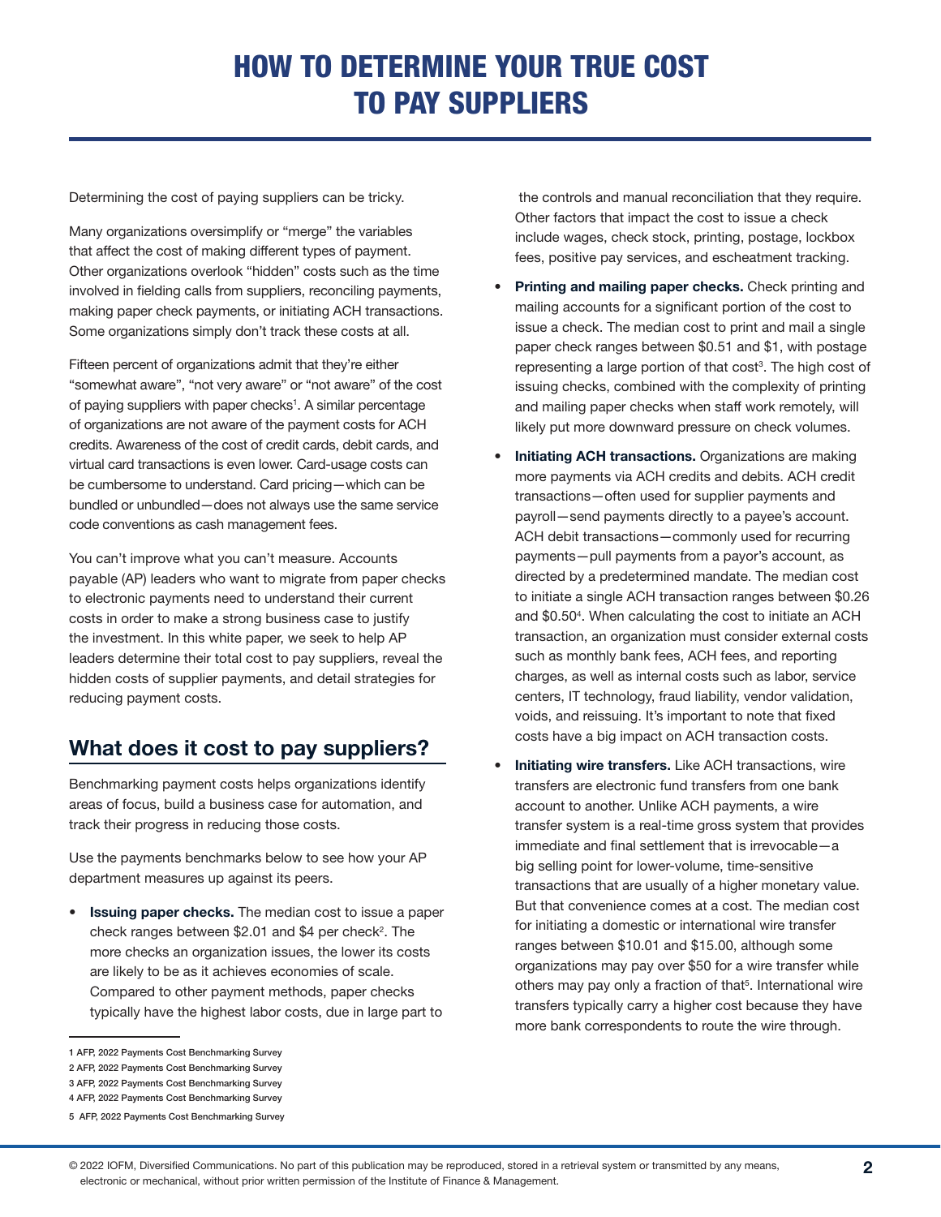# HOW TO DETERMINE YOUR TRUE COST TO PAY SUPPLIERS

Determining the cost of paying suppliers can be tricky.

Many organizations oversimplify or "merge" the variables that affect the cost of making different types of payment. Other organizations overlook "hidden" costs such as the time involved in fielding calls from suppliers, reconciling payments, making paper check payments, or initiating ACH transactions. Some organizations simply don't track these costs at all.

Fifteen percent of organizations admit that they're either "somewhat aware", "not very aware" or "not aware" of the cost of paying suppliers with paper checks[1]. A similar percentage of organizations are not aware of the payment costs for ACH credits. Awareness of the cost of credit cards, debit cards, and virtual card transactions is even lower. Card-usage costs can be cumbersome to understand. Card pricing—which can be bundled or unbundled—does not always use the same service code conventions as cash management fees.

You can't improve what you can't measure. Accounts payable (AP) leaders who want to migrate from paper checks to electronic payments need to understand their current costs in order to make a strong business case to justify the investment. In this white paper, we seek to help AP leaders determine their total cost to pay suppliers, reveal the hidden costs of supplier payments, and detail strategies for reducing payment costs.

## What does it cost to pay suppliers?

Benchmarking payment costs helps organizations identify areas of focus, build a business case for automation, and track their progress in reducing those costs.

Use the payments benchmarks below to see how your AP department measures up against its peers.

- **Issuing paper checks.** The median cost to issue a paper check ranges between $2.01 and $4 per check[2]. The more checks an organization issues, the lower its costs are likely to be as it achieves economies of scale. Compared to other payment methods, paper checks typically have the highest labor costs, due in large part to the controls and manual reconciliation that they require. Other factors that impact the cost to issue a check include wages, check stock, printing, postage, lockbox fees, positive pay services, and escheatment tracking.
- **Printing and mailing paper checks.** Check printing and mailing accounts for a significant portion of the cost to issue a check. The median cost to print and mail a single paper check ranges between $0.51 and $1, with postage representing a large portion of that cost[3]. The high cost of issuing checks, combined with the complexity of printing and mailing paper checks when staff work remotely, will likely put more downward pressure on check volumes.
- **Initiating ACH transactions.** Organizations are making more payments via ACH credits and debits. ACH credit transactions—often used for supplier payments and payroll—send payments directly to a payee's account. ACH debit transactions—commonly used for recurring payments—pull payments from a payor's account, as directed by a predetermined mandate. The median cost to initiate a single ACH transaction ranges between $0.26 and $0.50[4]. When calculating the cost to initiate an ACH transaction, an organization must consider external costs such as monthly bank fees, ACH fees, and reporting charges, as well as internal costs such as labor, service centers, IT technology, fraud liability, vendor validation, voids, and reissuing. It's important to note that fixed costs have a big impact on ACH transaction costs.
- **Initiating wire transfers.** Like ACH transactions, wire transfers are electronic fund transfers from one bank account to another. Unlike ACH payments, a wire transfer system is a real-time gross system that provides immediate and final settlement that is irrevocable—a big selling point for lower-volume, time-sensitive transactions that are usually of a higher monetary value. But that convenience comes at a cost. The median cost for initiating a domestic or international wire transfer ranges between $10.01 and $15.00, although some organizations may pay over $50 for a wire transfer while others may pay only a fraction of that[5]. International wire transfers typically carry a higher cost because they have more bank correspondents to route the wire through.

1 AFP, 2022 Payments Cost Benchmarking Survey
2 AFP, 2022 Payments Cost Benchmarking Survey
3 AFP, 2022 Payments Cost Benchmarking Survey
4 AFP, 2022 Payments Cost Benchmarking Survey
5 AFP, 2022 Payments Cost Benchmarking Survey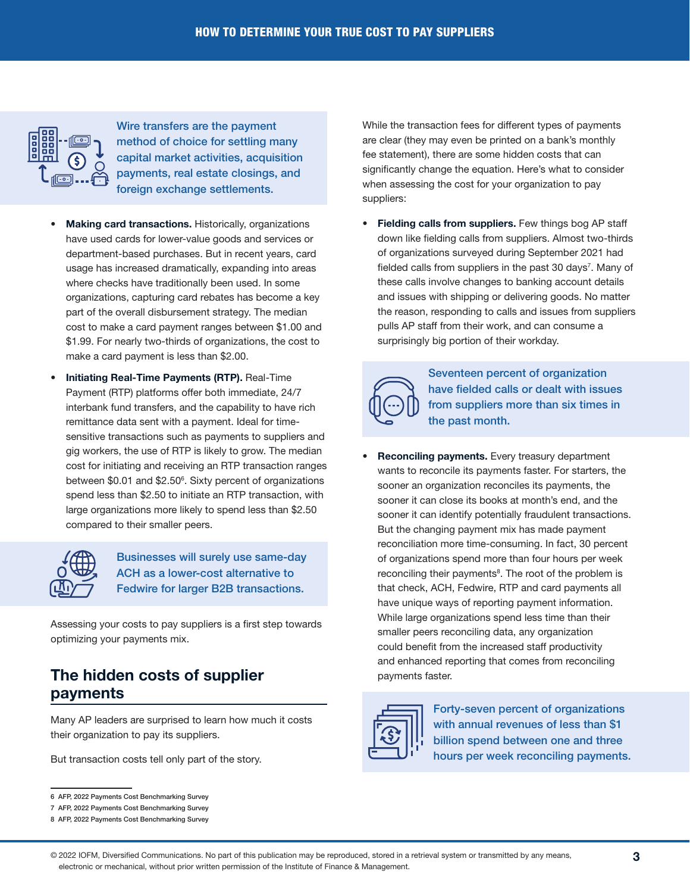Wire transfers are the payment method of choice for settling many capital market activities, acquisition payments, real estate closings, and foreign exchange settlements.

- **Making card transactions.** Historically, organizations have used cards for lower-value goods and services or department-based purchases. But in recent years, card usage has increased dramatically, expanding into areas where checks have traditionally been used. In some organizations, capturing card rebates has become a key part of the overall disbursement strategy. The median cost to make a card payment ranges between $1.00 and $1.99. For nearly two-thirds of organizations, the cost to make a card payment is less than $2.00.
- **Initiating Real-Time Payments (RTP).** Real-Time Payment (RTP) platforms offer both immediate, 24/7 interbank fund transfers, and the capability to have rich remittance data sent with a payment. Ideal for time-sensitive transactions such as payments to suppliers and gig workers, the use of RTP is likely to grow. The median cost for initiating and receiving an RTP transaction ranges between $0.01 and $2.50[6]. Sixty percent of organizations spend less than $2.50 to initiate an RTP transaction, with large organizations more likely to spend less than $2.50 compared to their smaller peers.

Businesses will surely use same-day ACH as a lower-cost alternative to Fedwire for larger B2B transactions.

Assessing your costs to pay suppliers is a first step towards optimizing your payments mix.

## The hidden costs of supplier payments

Many AP leaders are surprised to learn how much it costs their organization to pay its suppliers.

But transaction costs tell only part of the story.

While the transaction fees for different types of payments are clear (they may even be printed on a bank's monthly fee statement), there are some hidden costs that can significantly change the equation. Here's what to consider when assessing the cost for your organization to pay suppliers:

- **Fielding calls from suppliers.** Few things bog AP staff down like fielding calls from suppliers. Almost two-thirds of organizations surveyed during September 2021 had fielded calls from suppliers in the past 30 days[7]. Many of these calls involve changes to banking account details and issues with shipping or delivering goods. No matter the reason, responding to calls and issues from suppliers pulls AP staff from their work, and can consume a surprisingly big portion of their workday.

Seventeen percent of organization have fielded calls or dealt with issues from suppliers more than six times in the past month.

- **Reconciling payments.** Every treasury department wants to reconcile its payments faster. For starters, the sooner an organization reconciles its payments, the sooner it can close its books at month's end, and the sooner it can identify potentially fraudulent transactions. But the changing payment mix has made payment reconciliation more time-consuming. In fact, 30 percent of organizations spend more than four hours per week reconciling their payments[8]. The root of the problem is that check, ACH, Fedwire, RTP and card payments all have unique ways of reporting payment information. While large organizations spend less time than their smaller peers reconciling data, any organization could benefit from the increased staff productivity and enhanced reporting that comes from reconciling payments faster.

Forty-seven percent of organizations with annual revenues of less than $1 billion spend between one and three hours per week reconciling payments.

6 AFP, 2022 Payments Cost Benchmarking Survey
7 AFP, 2022 Payments Cost Benchmarking Survey
8 AFP, 2022 Payments Cost Benchmarking Survey

© 2022 IOFM, Diversified Communications. No part of this publication may be reproduced, stored in a retrieval system or transmitted by any means, electronic or mechanical, without prior written permission of the Institute of Finance & Management.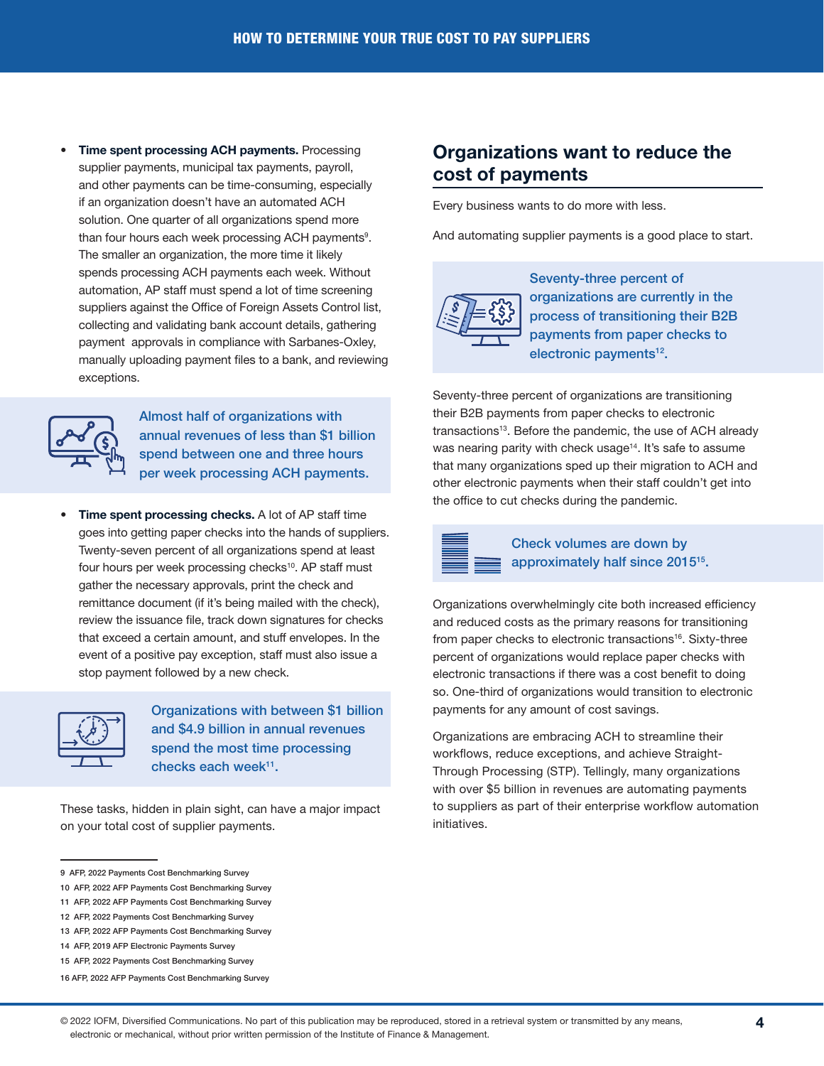- **Time spent processing ACH payments.** Processing supplier payments, municipal tax payments, payroll, and other payments can be time-consuming, especially if an organization doesn't have an automated ACH solution. One quarter of all organizations spend more than four hours each week processing ACH payments[9]. The smaller an organization, the more time it likely spends processing ACH payments each week. Without automation, AP staff must spend a lot of time screening suppliers against the Office of Foreign Assets Control list, collecting and validating bank account details, gathering payment approvals in compliance with Sarbanes-Oxley, manually uploading payment files to a bank, and reviewing exceptions.

> Almost half of organizations with annual revenues of less than $1 billion spend between one and three hours per week processing ACH payments.

- **Time spent processing checks.** A lot of AP staff time goes into getting paper checks into the hands of suppliers. Twenty-seven percent of all organizations spend at least four hours per week processing checks[10]. AP staff must gather the necessary approvals, print the check and remittance document (if it's being mailed with the check), review the issuance file, track down signatures for checks that exceed a certain amount, and stuff envelopes. In the event of a positive pay exception, staff must also issue a stop payment followed by a new check.

> Organizations with between $1 billion and $4.9 billion in annual revenues spend the most time processing checks each week[11].

These tasks, hidden in plain sight, can have a major impact on your total cost of supplier payments.

## Organizations want to reduce the cost of payments

Every business wants to do more with less.

And automating supplier payments is a good place to start.

> Seventy-three percent of organizations are currently in the process of transitioning their B2B payments from paper checks to electronic payments[12].

Seventy-three percent of organizations are transitioning their B2B payments from paper checks to electronic transactions[13]. Before the pandemic, the use of ACH already was nearing parity with check usage[14]. It's safe to assume that many organizations sped up their migration to ACH and other electronic payments when their staff couldn't get into the office to cut checks during the pandemic.

> Check volumes are down by approximately half since 2015[15].

Organizations overwhelmingly cite both increased efficiency and reduced costs as the primary reasons for transitioning from paper checks to electronic transactions[16]. Sixty-three percent of organizations would replace paper checks with electronic transactions if there was a cost benefit to doing so. One-third of organizations would transition to electronic payments for any amount of cost savings.

Organizations are embracing ACH to streamline their workflows, reduce exceptions, and achieve Straight-Through Processing (STP). Tellingly, many organizations with over $5 billion in revenues are automating payments to suppliers as part of their enterprise workflow automation initiatives.

---

9 AFP, 2022 Payments Cost Benchmarking Survey
10 AFP, 2022 AFP Payments Cost Benchmarking Survey
11 AFP, 2022 AFP Payments Cost Benchmarking Survey
12 AFP, 2022 Payments Cost Benchmarking Survey
13 AFP, 2022 AFP Payments Cost Benchmarking Survey
14 AFP, 2019 AFP Electronic Payments Survey
15 AFP, 2022 Payments Cost Benchmarking Survey
16 AFP, 2022 AFP Payments Cost Benchmarking Survey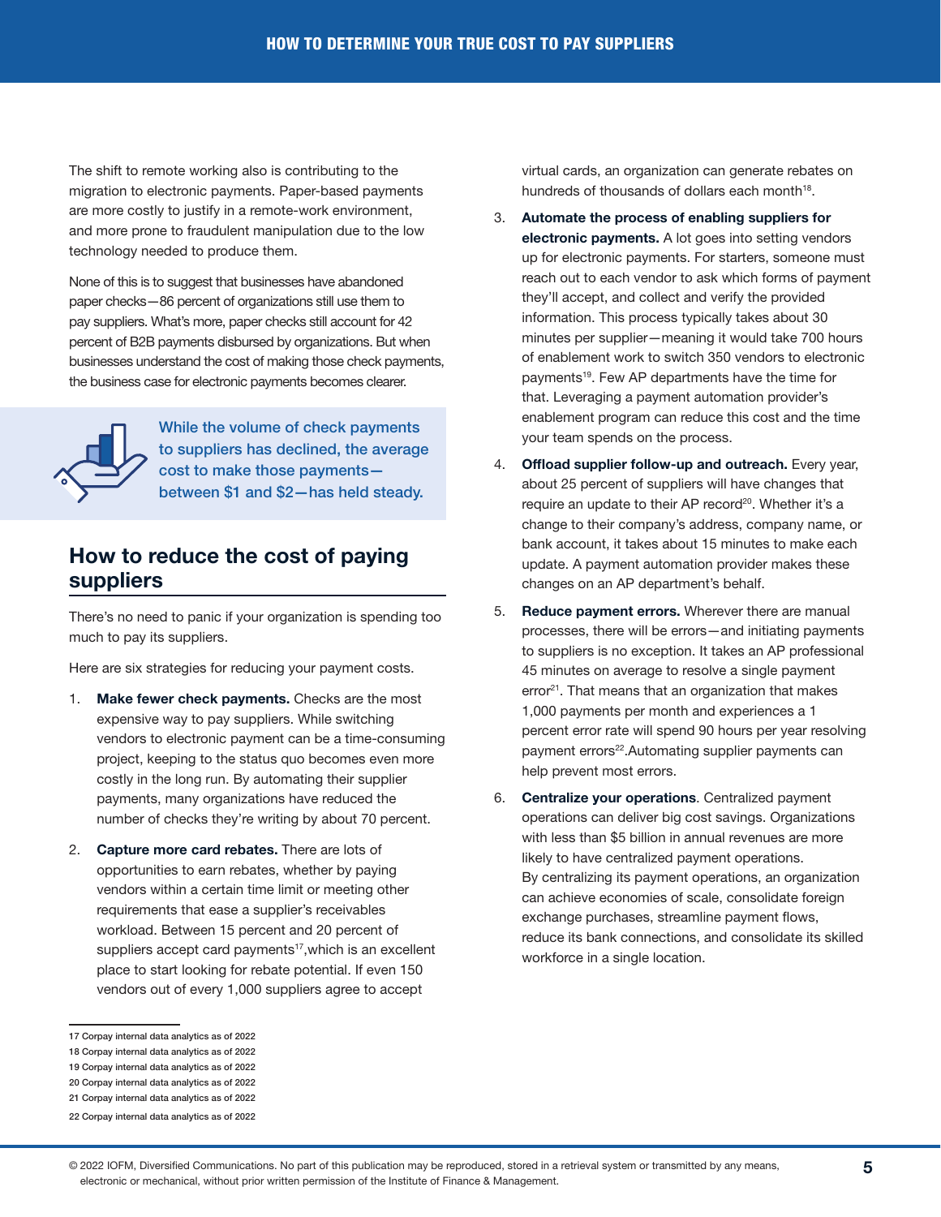The shift to remote working also is contributing to the migration to electronic payments. Paper-based payments are more costly to justify in a remote-work environment, and more prone to fraudulent manipulation due to the low technology needed to produce them.

None of this is to suggest that businesses have abandoned paper checks—86 percent of organizations still use them to pay suppliers. What's more, paper checks still account for 42 percent of B2B payments disbursed by organizations. But when businesses understand the cost of making those check payments, the business case for electronic payments becomes clearer.

While the volume of check payments to suppliers has declined, the average cost to make those payments—between $1 and $2—has held steady.

## How to reduce the cost of paying suppliers

There's no need to panic if your organization is spending too much to pay its suppliers.

Here are six strategies for reducing your payment costs.

1. **Make fewer check payments.** Checks are the most expensive way to pay suppliers. While switching vendors to electronic payment can be a time-consuming project, keeping to the status quo becomes even more costly in the long run. By automating their supplier payments, many organizations have reduced the number of checks they're writing by about 70 percent.

2. **Capture more card rebates.** There are lots of opportunities to earn rebates, whether by paying vendors within a certain time limit or meeting other requirements that ease a supplier's receivables workload. Between 15 percent and 20 percent of suppliers accept card payments[17],which is an excellent place to start looking for rebate potential. If even 150 vendors out of every 1,000 suppliers agree to accept virtual cards, an organization can generate rebates on hundreds of thousands of dollars each month[18].

3. **Automate the process of enabling suppliers for electronic payments.** A lot goes into setting vendors up for electronic payments. For starters, someone must reach out to each vendor to ask which forms of payment they'll accept, and collect and verify the provided information. This process typically takes about 30 minutes per supplier—meaning it would take 700 hours of enablement work to switch 350 vendors to electronic payments[19]. Few AP departments have the time for that. Leveraging a payment automation provider's enablement program can reduce this cost and the time your team spends on the process.

4. **Offload supplier follow-up and outreach.** Every year, about 25 percent of suppliers will have changes that require an update to their AP record[20]. Whether it's a change to their company's address, company name, or bank account, it takes about 15 minutes to make each update. A payment automation provider makes these changes on an AP department's behalf.

5. **Reduce payment errors.** Wherever there are manual processes, there will be errors—and initiating payments to suppliers is no exception. It takes an AP professional 45 minutes on average to resolve a single payment error[21]. That means that an organization that makes 1,000 payments per month and experiences a 1 percent error rate will spend 90 hours per year resolving payment errors[22].Automating supplier payments can help prevent most errors.

6. **Centralize your operations**. Centralized payment operations can deliver big cost savings. Organizations with less than $5 billion in annual revenues are more likely to have centralized payment operations. By centralizing its payment operations, an organization can achieve economies of scale, consolidate foreign exchange purchases, streamline payment flows, reduce its bank connections, and consolidate its skilled workforce in a single location.

---

17 Corpay internal data analytics as of 2022

18 Corpay internal data analytics as of 2022

19 Corpay internal data analytics as of 2022

20 Corpay internal data analytics as of 2022

21 Corpay internal data analytics as of 2022

22 Corpay internal data analytics as of 2022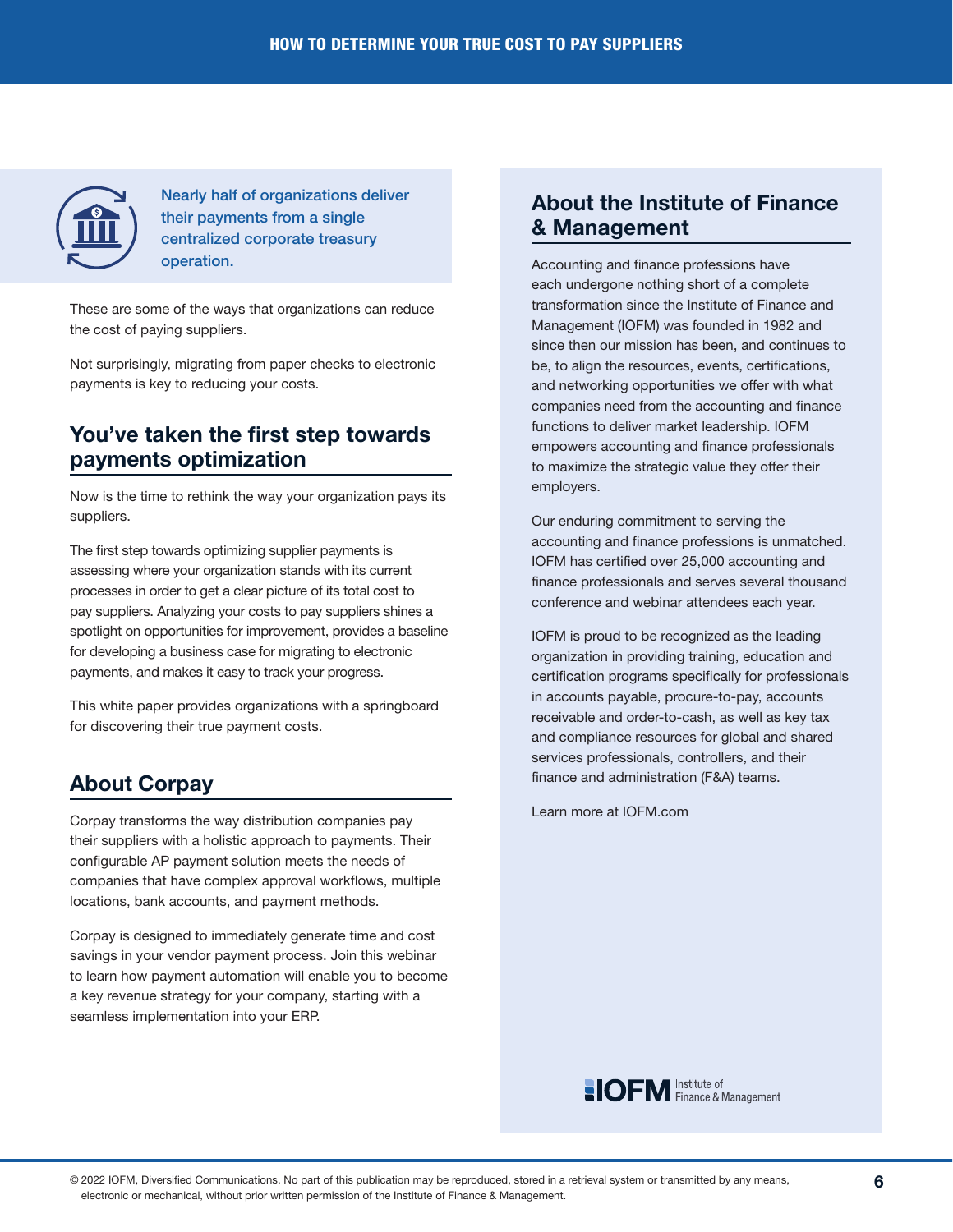Nearly half of organizations deliver their payments from a single centralized corporate treasury operation.

These are some of the ways that organizations can reduce the cost of paying suppliers.

Not surprisingly, migrating from paper checks to electronic payments is key to reducing your costs.

## You've taken the first step towards payments optimization

Now is the time to rethink the way your organization pays its suppliers.

The first step towards optimizing supplier payments is assessing where your organization stands with its current processes in order to get a clear picture of its total cost to pay suppliers. Analyzing your costs to pay suppliers shines a spotlight on opportunities for improvement, provides a baseline for developing a business case for migrating to electronic payments, and makes it easy to track your progress.

This white paper provides organizations with a springboard for discovering their true payment costs.

## About Corpay

Corpay transforms the way distribution companies pay their suppliers with a holistic approach to payments. Their configurable AP payment solution meets the needs of companies that have complex approval workflows, multiple locations, bank accounts, and payment methods.

Corpay is designed to immediately generate time and cost savings in your vendor payment process. Join this webinar to learn how payment automation will enable you to become a key revenue strategy for your company, starting with a seamless implementation into your ERP.

## About the Institute of Finance & Management

Accounting and finance professionals have each undergone nothing short of a complete transformation since the Institute of Finance and Management (IOFM) was founded in 1982 and since then our mission has been, and continues to be, to align the resources, events, certifications, and networking opportunities we offer with what companies need from the accounting and finance functions to deliver market leadership. IOFM empowers accounting and finance professionals to maximize the strategic value they offer their employers.

Our enduring commitment to serving the accounting and finance professions is unmatched. IOFM has certified over 25,000 accounting and finance professionals and serves several thousand conference and webinar attendees each year.

IOFM is proud to be recognized as the leading organization in providing training, education and certification programs specifically for professionals in accounts payable, procure-to-pay, accounts receivable and order-to-cash, as well as key tax and compliance resources for global and shared services professionals, controllers, and their finance and administration (F&A) teams.

Learn more at IOFM.com

IOFM Institute of Finance & Management

© 2022 IOFM, Diversified Communications. No part of this publication may be reproduced, stored in a retrieval system or transmitted by any means, electronic or mechanical, without prior written permission of the Institute of Finance & Management.